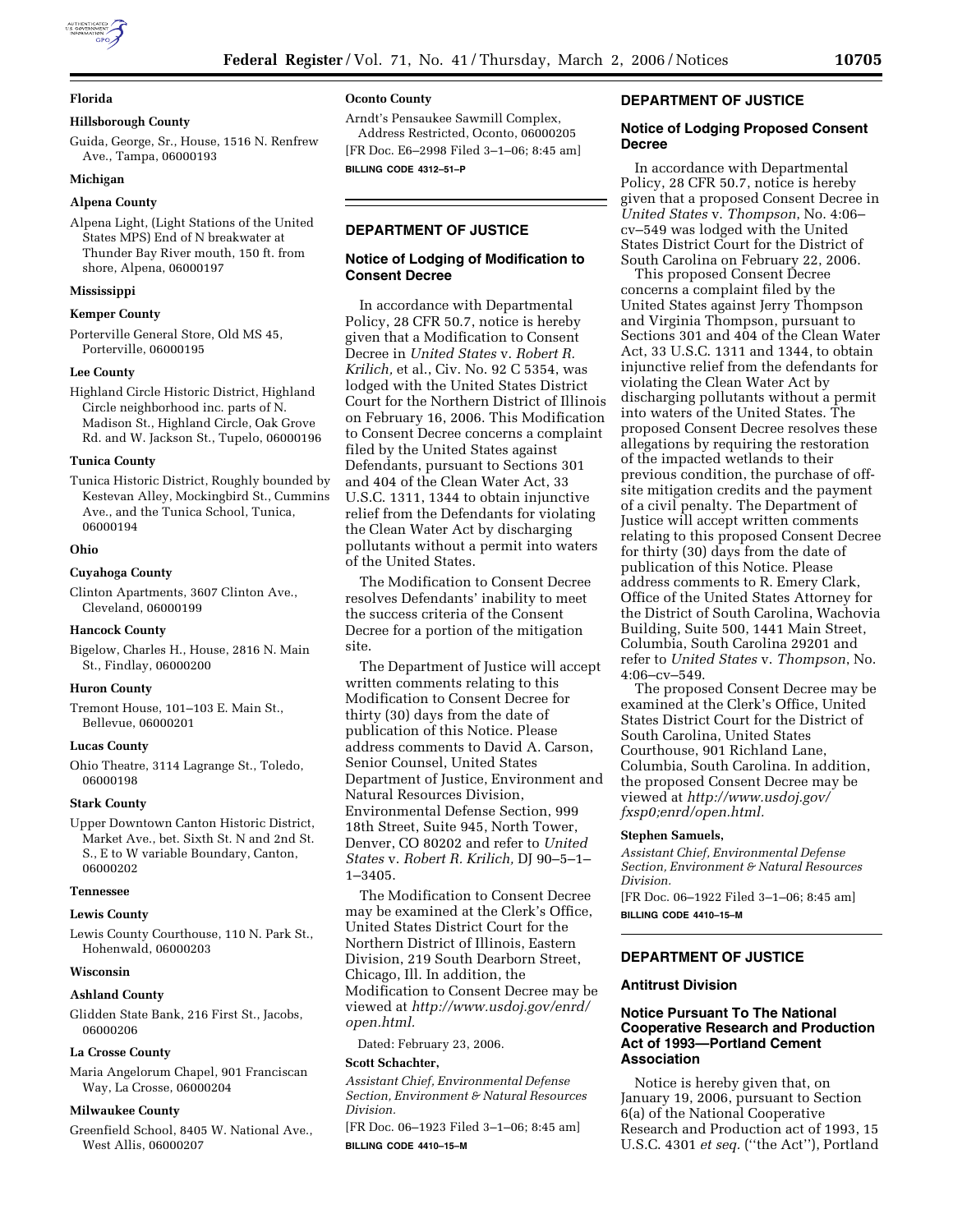### Florida

#### Hillsborough County

Guida, George, Sr., House, 1516 N. Renfrew Ave., Tampa, 06000193

### Michigan

#### Alpena County

Alpena Light, (Light Stations of the United States MPS) End of N breakwater at Thunder Bay River mouth, 150 ft. from shore, Alpena, 06000197

### Mississippi

#### Kemper County

Porterville General Store, Old MS 45, Porterville, 06000195

#### Lee County

Highland Circle Historic District, Highland Circle neighborhood inc. parts of N. Madison St., Highland Circle, Oak Grove Rd. and W. Jackson St., Tupelo, 06000196

#### Tunica County

Tunica Historic District, Roughly bounded by Kestevan Alley, Mockingbird St., Cummins Ave., and the Tunica School, Tunica, 06000194

### Ohio

#### Cuyahoga County

Clinton Apartments, 3607 Clinton Ave., Cleveland, 06000199

#### Hancock County

Bigelow, Charles H., House, 2816 N. Main St., Findlay, 06000200

#### Huron County

Tremont House, 101–103 E. Main St., Bellevue, 06000201

#### Lucas County

Ohio Theatre, 3114 Lagrange St., Toledo, 06000198

#### Stark County

Upper Downtown Canton Historic District, Market Ave., bet. Sixth St. N and 2nd St. S., E to W variable Boundary, Canton, 06000202

### Tennessee

#### Lewis County

Lewis County Courthouse, 110 N. Park St., Hohenwald, 06000203

### Wisconsin

#### Ashland County

Glidden State Bank, 216 First St., Jacobs, 06000206

#### La Crosse County

Maria Angelorum Chapel, 901 Franciscan Way, La Crosse, 06000204

#### Milwaukee County

Greenfield School, 8405 W. National Ave., West Allis, 06000207

#### Oconto County

Arndt's Pensaukee Sawmill Complex, Address Restricted, Oconto, 06000205

[FR Doc. E6–2998 Filed 3–1–06; 8:45 am]

**BILLING CODE 4312–51–P**

---

## DEPARTMENT OF JUSTICE

### Notice of Lodging of Modification to Consent Decree

In accordance with Departmental Policy, 28 CFR 50.7, notice is hereby given that a Modification to Consent Decree in *United States* v. *Robert R. Krilich,* et al., Civ. No. 92 C 5354, was lodged with the United States District Court for the Northern District of Illinois on February 16, 2006. This Modification to Consent Decree concerns a complaint filed by the United States against Defendants, pursuant to Sections 301 and 404 of the Clean Water Act, 33 U.S.C. 1311, 1344 to obtain injunctive relief from the Defendants for violating the Clean Water Act by discharging pollutants without a permit into waters of the United States.

The Modification to Consent Decree resolves Defendants' inability to meet the success criteria of the Consent Decree for a portion of the mitigation site.

The Department of Justice will accept written comments relating to this Modification to Consent Decree for thirty (30) days from the date of publication of this Notice. Please address comments to David A. Carson, Senior Counsel, United States Department of Justice, Environment and Natural Resources Division, Environmental Defense Section, 999 18th Street, Suite 945, North Tower, Denver, CO 80202 and refer to *United States* v. *Robert R. Krilich,* DJ 90–5–1–1–3405.

The Modification to Consent Decree may be examined at the Clerk's Office, United States District Court for the Northern District of Illinois, Eastern Division, 219 South Dearborn Street, Chicago, Ill. In addition, the Modification to Consent Decree may be viewed at *http://www.usdoj.gov/enrd/open.html.*

Dated: February 23, 2006.

**Scott Schachter,**

*Assistant Chief, Environmental Defense Section, Environment & Natural Resources Division.*

[FR Doc. 06–1923 Filed 3–1–06; 8:45 am]

**BILLING CODE 4410–15–M**

---

## DEPARTMENT OF JUSTICE

### Notice of Lodging Proposed Consent Decree

In accordance with Departmental Policy, 28 CFR 50.7, notice is hereby given that a proposed Consent Decree in *United States* v. *Thompson*, No. 4:06–cv–549 was lodged with the United States District Court for the District of South Carolina on February 22, 2006.

This proposed Consent Decree concerns a complaint filed by the United States against Jerry Thompson and Virginia Thompson, pursuant to Sections 301 and 404 of the Clean Water Act, 33 U.S.C. 1311 and 1344, to obtain injunctive relief from the defendants for violating the Clean Water Act by discharging pollutants without a permit into waters of the United States. The proposed Consent Decree resolves these allegations by requiring the restoration of the impacted wetlands to their previous condition, the purchase of off-site mitigation credits and the payment of a civil penalty. The Department of Justice will accept written comments relating to this proposed Consent Decree for thirty (30) days from the date of publication of this Notice. Please address comments to R. Emery Clark, Office of the United States Attorney for the District of South Carolina, Wachovia Building, Suite 500, 1441 Main Street, Columbia, South Carolina 29201 and refer to *United States* v. *Thompson*, No. 4:06–cv–549.

The proposed Consent Decree may be examined at the Clerk's Office, United States District Court for the District of South Carolina, United States Courthouse, 901 Richland Lane, Columbia, South Carolina. In addition, the proposed Consent Decree may be viewed at *http://www.usdoj.gov/fxsp0;enrd/open.html.*

**Stephen Samuels,**

*Assistant Chief, Environmental Defense Section, Environment & Natural Resources Division.*

[FR Doc. 06–1922 Filed 3–1–06; 8:45 am]

**BILLING CODE 4410–15–M**

---

## DEPARTMENT OF JUSTICE

### Antitrust Division

### Notice Pursuant To The National Cooperative Research and Production Act of 1993—Portland Cement Association

Notice is hereby given that, on January 19, 2006, pursuant to Section 6(a) of the National Cooperative Research and Production act of 1993, 15 U.S.C. 4301 *et seq.* (''the Act''), Portland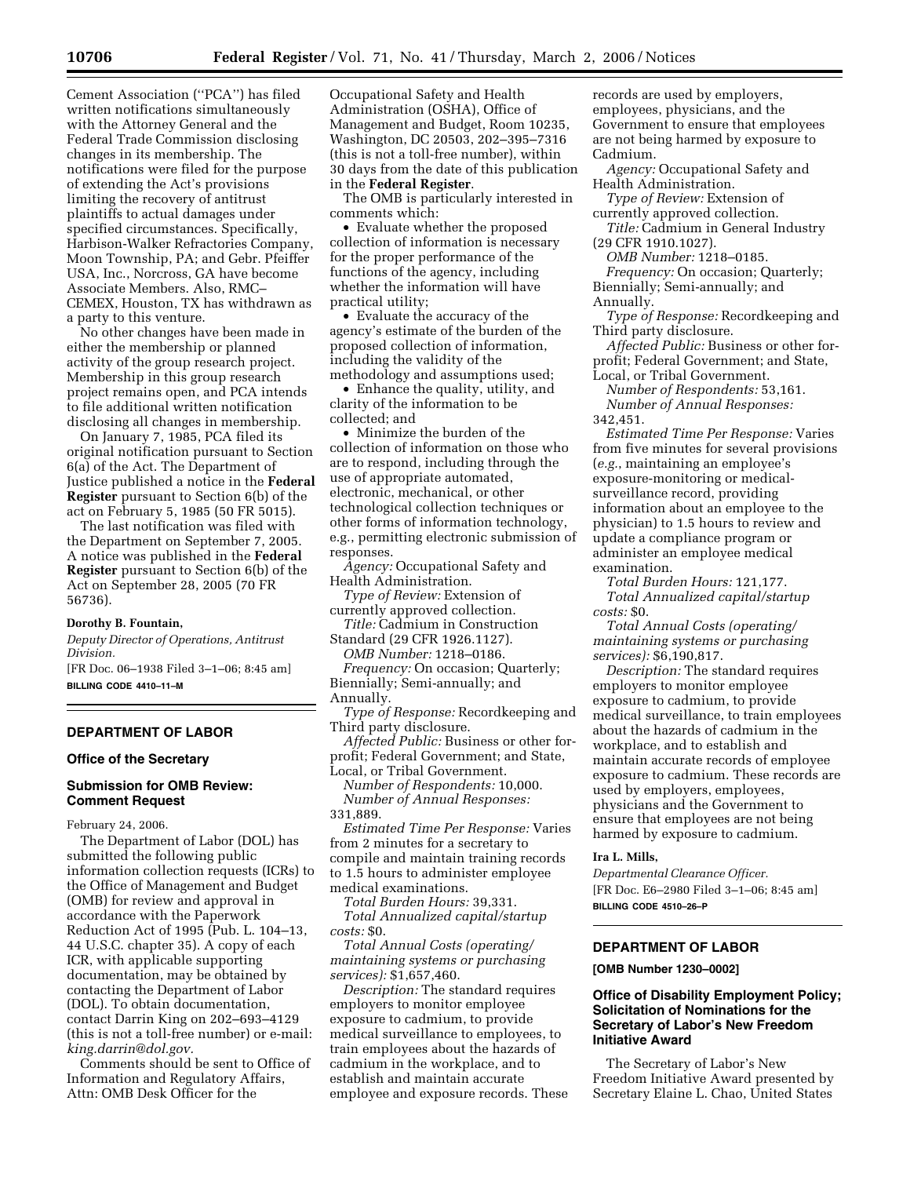Cement Association ("PCA") has filed written notifications simultaneously with the Attorney General and the Federal Trade Commission disclosing changes in its membership. The notifications were filed for the purpose of extending the Act's provisions limiting the recovery of antitrust plaintiffs to actual damages under specified circumstances. Specifically, Harbison-Walker Refractories Company, Moon Township, PA; and Gebr. Pfeiffer USA, Inc., Norcross, GA have become Associate Members. Also, RMC–CEMEX, Houston, TX has withdrawn as a party to this venture.

No other changes have been made in either the membership or planned activity of the group research project. Membership in this group research project remains open, and PCA intends to file additional written notification disclosing all changes in membership.

On January 7, 1985, PCA filed its original notification pursuant to Section 6(a) of the Act. The Department of Justice published a notice in the **Federal Register** pursuant to Section 6(b) of the act on February 5, 1985 (50 FR 5015).

The last notification was filed with the Department on September 7, 2005. A notice was published in the **Federal Register** pursuant to Section 6(b) of the Act on September 28, 2005 (70 FR 56736).

**Dorothy B. Fountain,**

*Deputy Director of Operations, Antitrust Division.*

[FR Doc. 06–1938 Filed 3–1–06; 8:45 am]

**BILLING CODE 4410–11–M**

## DEPARTMENT OF LABOR

### Office of the Secretary

### Submission for OMB Review: Comment Request

February 24, 2006.

The Department of Labor (DOL) has submitted the following public information collection requests (ICRs) to the Office of Management and Budget (OMB) for review and approval in accordance with the Paperwork Reduction Act of 1995 (Pub. L. 104–13, 44 U.S.C. chapter 35). A copy of each ICR, with applicable supporting documentation, may be obtained by contacting the Department of Labor (DOL). To obtain documentation, contact Darrin King on 202–693–4129 (this is not a toll-free number) or e-mail: *king.darrin@dol.gov.*

Comments should be sent to Office of Information and Regulatory Affairs, Attn: OMB Desk Officer for the Occupational Safety and Health Administration (OSHA), Office of Management and Budget, Room 10235, Washington, DC 20503, 202–395–7316 (this is not a toll-free number), within 30 days from the date of this publication in the **Federal Register**.

The OMB is particularly interested in comments which:

- Evaluate whether the proposed collection of information is necessary for the proper performance of the functions of the agency, including whether the information will have practical utility;
- Evaluate the accuracy of the agency's estimate of the burden of the proposed collection of information, including the validity of the methodology and assumptions used;
- Enhance the quality, utility, and clarity of the information to be collected; and
- Minimize the burden of the collection of information on those who are to respond, including through the use of appropriate automated, electronic, mechanical, or other technological collection techniques or other forms of information technology, e.g., permitting electronic submission of responses.

*Agency:* Occupational Safety and Health Administration.

*Type of Review:* Extension of currently approved collection.

*Title:* Cadmium in Construction Standard (29 CFR 1926.1127).

*OMB Number:* 1218–0186.

*Frequency:* On occasion; Quarterly; Biennially; Semi-annually; and Annually.

*Type of Response:* Recordkeeping and Third party disclosure.

*Affected Public:* Business or other for-profit; Federal Government; and State, Local, or Tribal Government.

*Number of Respondents:* 10,000.

*Number of Annual Responses:* 331,889.

*Estimated Time Per Response:* Varies from 2 minutes for a secretary to compile and maintain training records to 1.5 hours to administer employee medical examinations.

*Total Burden Hours:* 39,331.

*Total Annualized capital/startup costs:* $0.

*Total Annual Costs (operating/maintaining systems or purchasing services):* $1,657,460.

*Description:* The standard requires employers to monitor employee exposure to cadmium, to provide medical surveillance to employees, to train employees about the hazards of cadmium in the workplace, and to establish and maintain accurate employee and exposure records. These records are used by employers, employees, physicians, and the Government to ensure that employees are not being harmed by exposure to Cadmium.

*Agency:* Occupational Safety and Health Administration.

*Type of Review:* Extension of currently approved collection.

*Title:* Cadmium in General Industry (29 CFR 1910.1027).

*OMB Number:* 1218–0185.

*Frequency:* On occasion; Quarterly; Biennially; Semi-annually; and Annually.

*Type of Response:* Recordkeeping and Third party disclosure.

*Affected Public:* Business or other for-profit; Federal Government; and State, Local, or Tribal Government.

*Number of Respondents:* 53,161.

*Number of Annual Responses:* 342,451.

*Estimated Time Per Response:* Varies from five minutes for several provisions (*e.g.*, maintaining an employee's exposure-monitoring or medical-surveillance record, providing information about an employee to the physician) to 1.5 hours to review and update a compliance program or administer an employee medical examination.

*Total Burden Hours:* 121,177.

*Total Annualized capital/startup costs:* $0.

*Total Annual Costs (operating/maintaining systems or purchasing services):* $6,190,817.

*Description:* The standard requires employers to monitor employee exposure to cadmium, to provide medical surveillance, to train employees about the hazards of cadmium in the workplace, and to establish and maintain accurate records of employee exposure to cadmium. These records are used by employers, employees, physicians and the Government to ensure that employees are not being harmed by exposure to cadmium.

**Ira L. Mills,**

*Departmental Clearance Officer.*

[FR Doc. E6–2980 Filed 3–1–06; 8:45 am]

**BILLING CODE 4510–26–P**

## DEPARTMENT OF LABOR

**[OMB Number 1230–0002]**

### Office of Disability Employment Policy; Solicitation of Nominations for the Secretary of Labor's New Freedom Initiative Award

The Secretary of Labor's New Freedom Initiative Award presented by Secretary Elaine L. Chao, United States